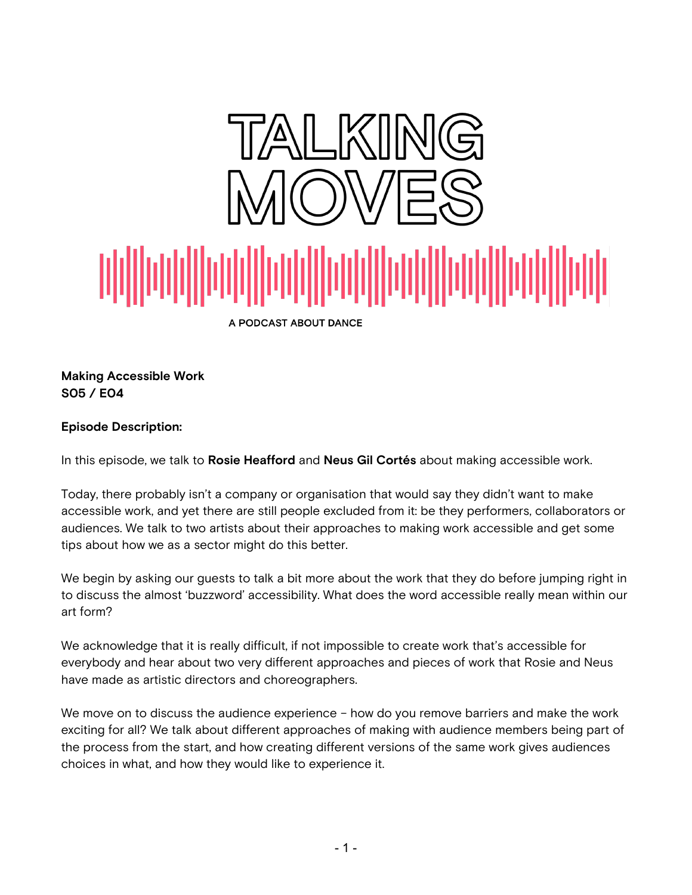# TALKING MOVES

A PODCAST ABOUT DANCE

**Making Accessible Work**
**S05 / E04**

**Episode Description:**

In this episode, we talk to **Rosie Heafford** and **Neus Gil Cortés** about making accessible work.

Today, there probably isn't a company or organisation that would say they didn't want to make accessible work, and yet there are still people excluded from it: be they performers, collaborators or audiences. We talk to two artists about their approaches to making work accessible and get some tips about how we as a sector might do this better.

We begin by asking our guests to talk a bit more about the work that they do before jumping right in to discuss the almost 'buzzword' accessibility. What does the word accessible really mean within our art form?

We acknowledge that it is really difficult, if not impossible to create work that's accessible for everybody and hear about two very different approaches and pieces of work that Rosie and Neus have made as artistic directors and choreographers.

We move on to discuss the audience experience – how do you remove barriers and make the work exciting for all? We talk about different approaches of making with audience members being part of the process from the start, and how creating different versions of the same work gives audiences choices in what, and how they would like to experience it.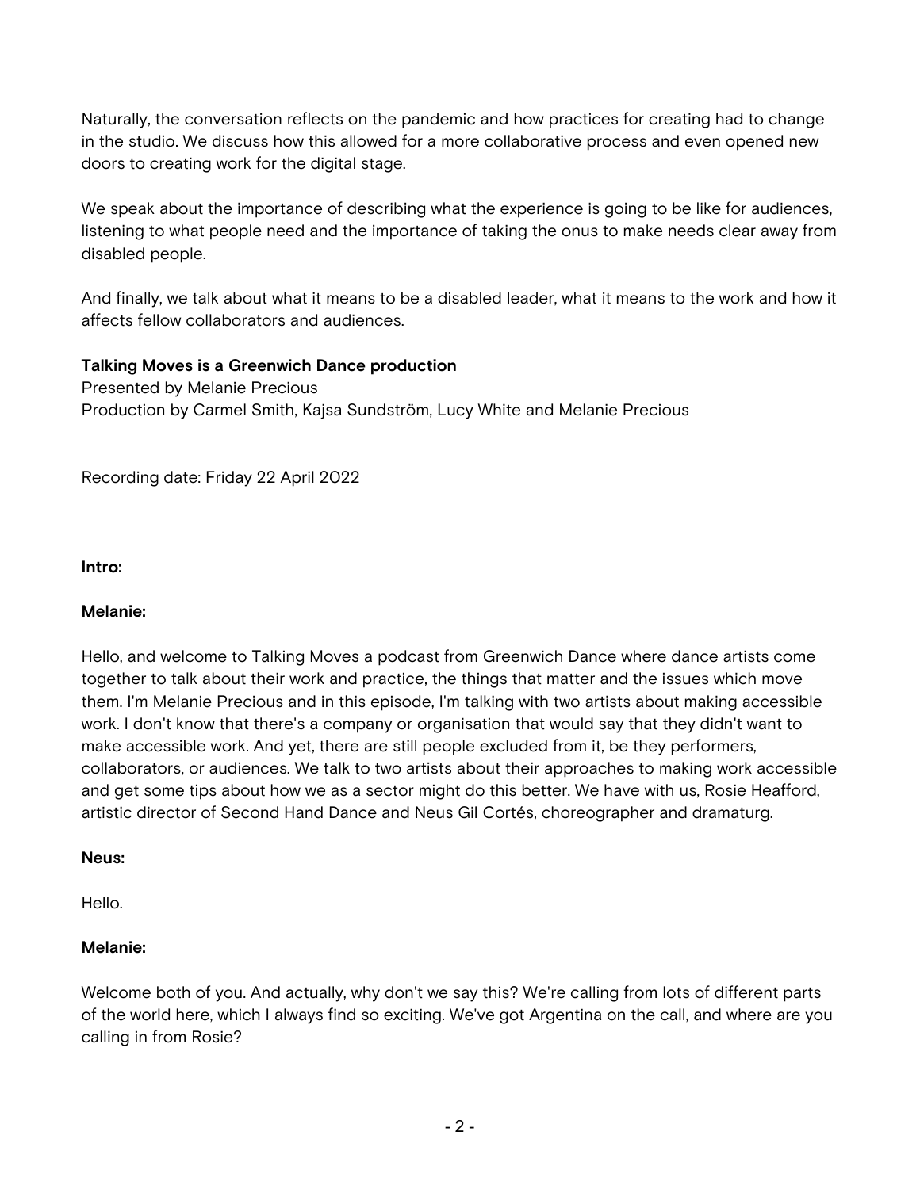Naturally, the conversation reflects on the pandemic and how practices for creating had to change in the studio. We discuss how this allowed for a more collaborative process and even opened new doors to creating work for the digital stage.

We speak about the importance of describing what the experience is going to be like for audiences, listening to what people need and the importance of taking the onus to make needs clear away from disabled people.

And finally, we talk about what it means to be a disabled leader, what it means to the work and how it affects fellow collaborators and audiences.

**Talking Moves is a Greenwich Dance production**
Presented by Melanie Precious
Production by Carmel Smith, Kajsa Sundström, Lucy White and Melanie Precious

Recording date: Friday 22 April 2022

**Intro:**

**Melanie:**

Hello, and welcome to Talking Moves a podcast from Greenwich Dance where dance artists come together to talk about their work and practice, the things that matter and the issues which move them. I'm Melanie Precious and in this episode, I'm talking with two artists about making accessible work. I don't know that there's a company or organisation that would say that they didn't want to make accessible work. And yet, there are still people excluded from it, be they performers, collaborators, or audiences. We talk to two artists about their approaches to making work accessible and get some tips about how we as a sector might do this better. We have with us, Rosie Heafford, artistic director of Second Hand Dance and Neus Gil Cortés, choreographer and dramaturg.

**Neus:**

Hello.

**Melanie:**

Welcome both of you. And actually, why don't we say this? We're calling from lots of different parts of the world here, which I always find so exciting. We've got Argentina on the call, and where are you calling in from Rosie?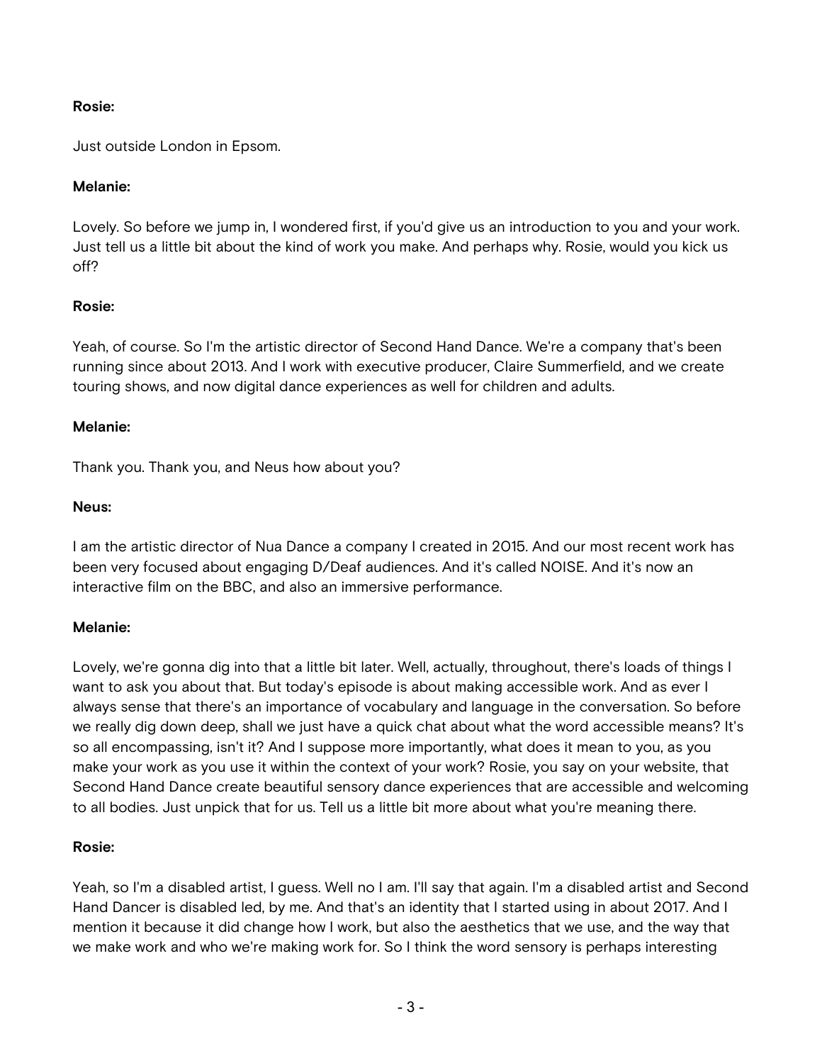**Rosie:**

Just outside London in Epsom.

**Melanie:**

Lovely. So before we jump in, I wondered first, if you'd give us an introduction to you and your work. Just tell us a little bit about the kind of work you make. And perhaps why. Rosie, would you kick us off?

**Rosie:**

Yeah, of course. So I'm the artistic director of Second Hand Dance. We're a company that's been running since about 2013. And I work with executive producer, Claire Summerfield, and we create touring shows, and now digital dance experiences as well for children and adults.

**Melanie:**

Thank you. Thank you, and Neus how about you?

**Neus:**

I am the artistic director of Nua Dance a company I created in 2015. And our most recent work has been very focused about engaging D/Deaf audiences. And it's called NOISE. And it's now an interactive film on the BBC, and also an immersive performance.

**Melanie:**

Lovely, we're gonna dig into that a little bit later. Well, actually, throughout, there's loads of things I want to ask you about that. But today's episode is about making accessible work. And as ever I always sense that there's an importance of vocabulary and language in the conversation. So before we really dig down deep, shall we just have a quick chat about what the word accessible means? It's so all encompassing, isn't it? And I suppose more importantly, what does it mean to you, as you make your work as you use it within the context of your work? Rosie, you say on your website, that Second Hand Dance create beautiful sensory dance experiences that are accessible and welcoming to all bodies. Just unpick that for us. Tell us a little bit more about what you're meaning there.

**Rosie:**

Yeah, so I'm a disabled artist, I guess. Well no I am. I'll say that again. I'm a disabled artist and Second Hand Dancer is disabled led, by me. And that's an identity that I started using in about 2017. And I mention it because it did change how I work, but also the aesthetics that we use, and the way that we make work and who we're making work for. So I think the word sensory is perhaps interesting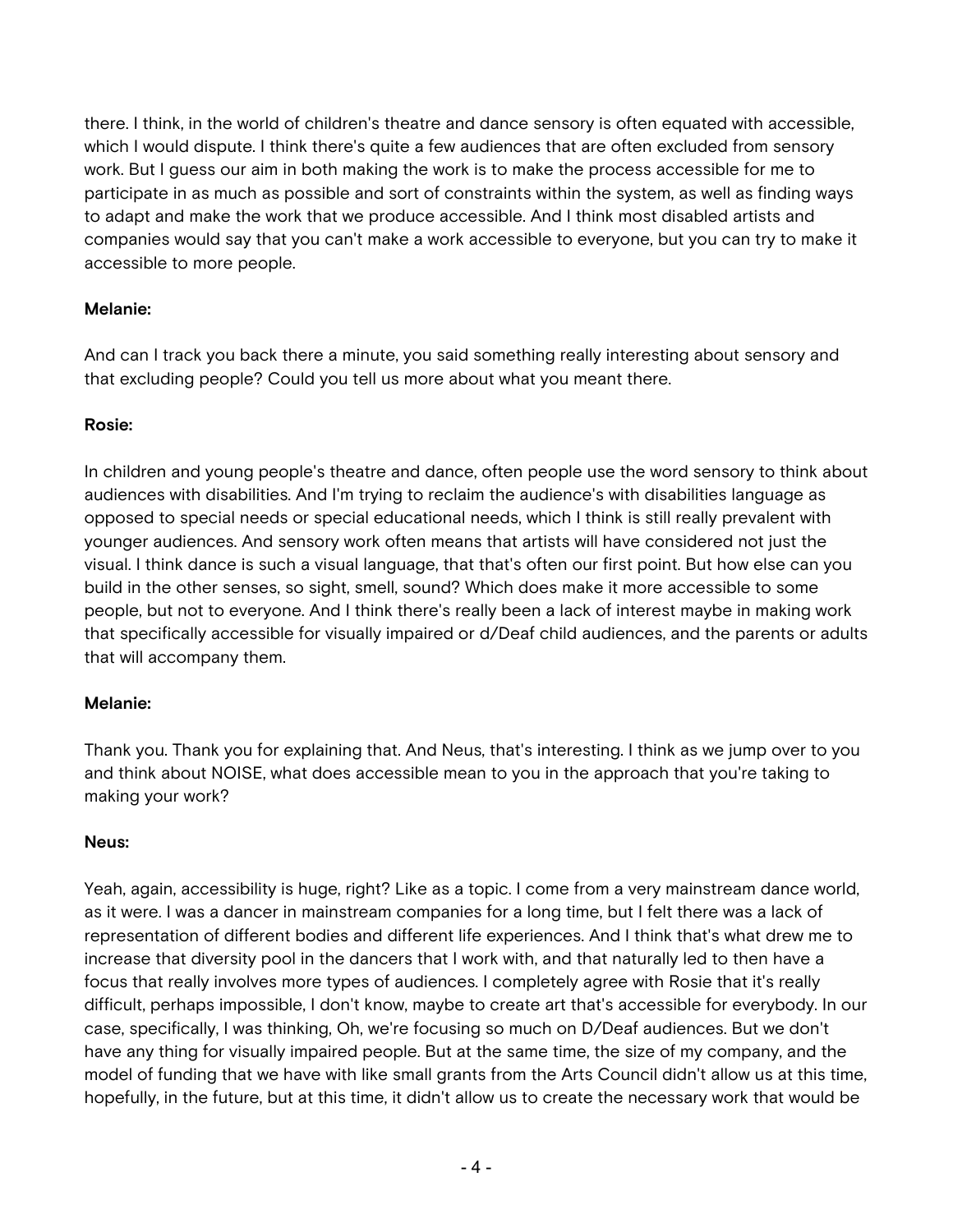there. I think, in the world of children's theatre and dance sensory is often equated with accessible, which I would dispute. I think there's quite a few audiences that are often excluded from sensory work. But I guess our aim in both making the work is to make the process accessible for me to participate in as much as possible and sort of constraints within the system, as well as finding ways to adapt and make the work that we produce accessible. And I think most disabled artists and companies would say that you can't make a work accessible to everyone, but you can try to make it accessible to more people.

**Melanie:**

And can I track you back there a minute, you said something really interesting about sensory and that excluding people? Could you tell us more about what you meant there.

**Rosie:**

In children and young people's theatre and dance, often people use the word sensory to think about audiences with disabilities. And I'm trying to reclaim the audience's with disabilities language as opposed to special needs or special educational needs, which I think is still really prevalent with younger audiences. And sensory work often means that artists will have considered not just the visual. I think dance is such a visual language, that that's often our first point. But how else can you build in the other senses, so sight, smell, sound? Which does make it more accessible to some people, but not to everyone. And I think there's really been a lack of interest maybe in making work that specifically accessible for visually impaired or d/Deaf child audiences, and the parents or adults that will accompany them.

**Melanie:**

Thank you. Thank you for explaining that. And Neus, that's interesting. I think as we jump over to you and think about NOISE, what does accessible mean to you in the approach that you're taking to making your work?

**Neus:**

Yeah, again, accessibility is huge, right? Like as a topic. I come from a very mainstream dance world, as it were. I was a dancer in mainstream companies for a long time, but I felt there was a lack of representation of different bodies and different life experiences. And I think that's what drew me to increase that diversity pool in the dancers that I work with, and that naturally led to then have a focus that really involves more types of audiences. I completely agree with Rosie that it's really difficult, perhaps impossible, I don't know, maybe to create art that's accessible for everybody. In our case, specifically, I was thinking, Oh, we're focusing so much on D/Deaf audiences. But we don't have any thing for visually impaired people. But at the same time, the size of my company, and the model of funding that we have with like small grants from the Arts Council didn't allow us at this time, hopefully, in the future, but at this time, it didn't allow us to create the necessary work that would be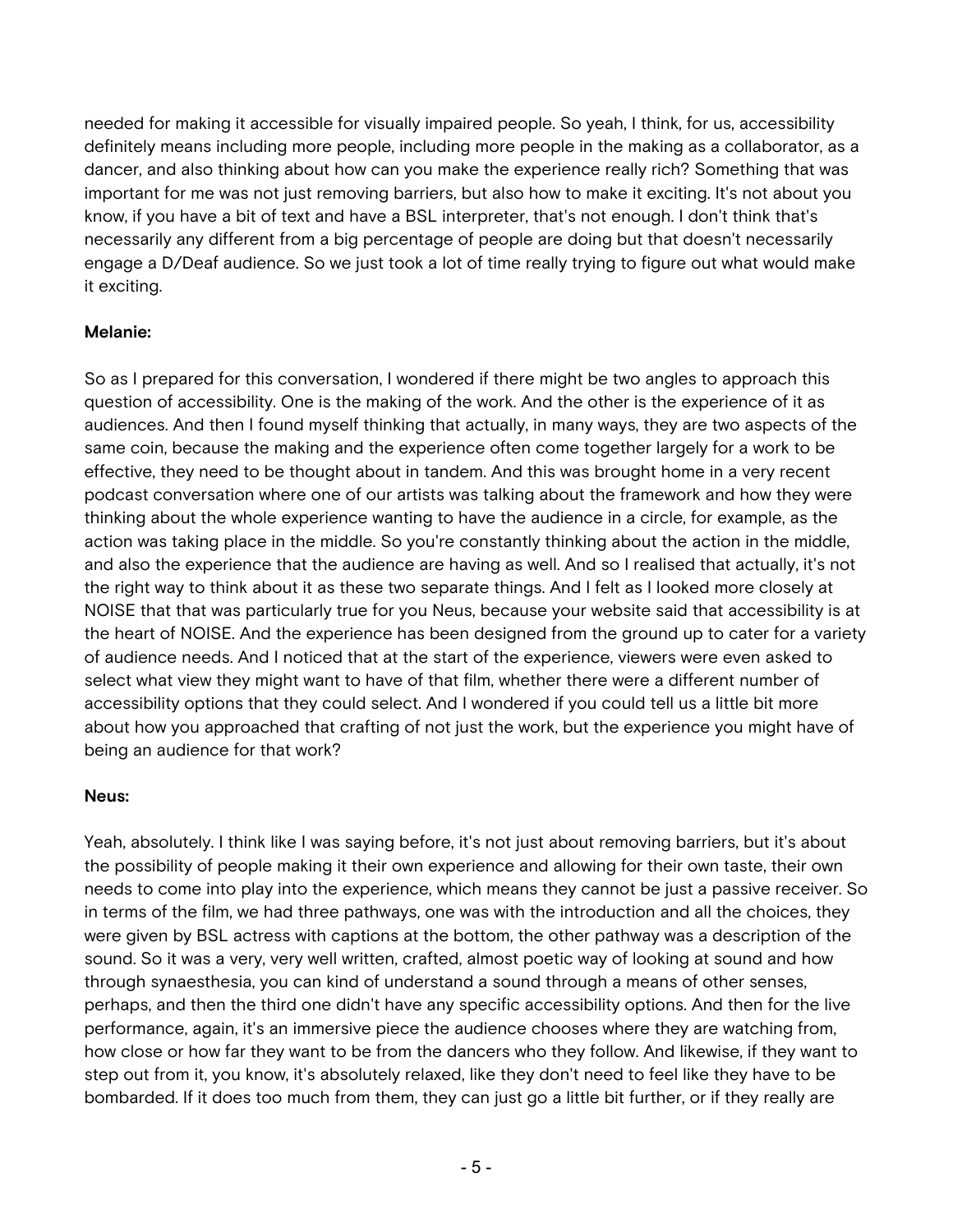needed for making it accessible for visually impaired people. So yeah, I think, for us, accessibility definitely means including more people, including more people in the making as a collaborator, as a dancer, and also thinking about how can you make the experience really rich? Something that was important for me was not just removing barriers, but also how to make it exciting. It's not about you know, if you have a bit of text and have a BSL interpreter, that's not enough. I don't think that's necessarily any different from a big percentage of people are doing but that doesn't necessarily engage a D/Deaf audience. So we just took a lot of time really trying to figure out what would make it exciting.

**Melanie:**

So as I prepared for this conversation, I wondered if there might be two angles to approach this question of accessibility. One is the making of the work. And the other is the experience of it as audiences. And then I found myself thinking that actually, in many ways, they are two aspects of the same coin, because the making and the experience often come together largely for a work to be effective, they need to be thought about in tandem. And this was brought home in a very recent podcast conversation where one of our artists was talking about the framework and how they were thinking about the whole experience wanting to have the audience in a circle, for example, as the action was taking place in the middle. So you're constantly thinking about the action in the middle, and also the experience that the audience are having as well. And so I realised that actually, it's not the right way to think about it as these two separate things. And I felt as I looked more closely at NOISE that that was particularly true for you Neus, because your website said that accessibility is at the heart of NOISE. And the experience has been designed from the ground up to cater for a variety of audience needs. And I noticed that at the start of the experience, viewers were even asked to select what view they might want to have of that film, whether there were a different number of accessibility options that they could select. And I wondered if you could tell us a little bit more about how you approached that crafting of not just the work, but the experience you might have of being an audience for that work?

**Neus:**

Yeah, absolutely. I think like I was saying before, it's not just about removing barriers, but it's about the possibility of people making it their own experience and allowing for their own taste, their own needs to come into play into the experience, which means they cannot be just a passive receiver. So in terms of the film, we had three pathways, one was with the introduction and all the choices, they were given by BSL actress with captions at the bottom, the other pathway was a description of the sound. So it was a very, very well written, crafted, almost poetic way of looking at sound and how through synaesthesia, you can kind of understand a sound through a means of other senses, perhaps, and then the third one didn't have any specific accessibility options. And then for the live performance, again, it's an immersive piece the audience chooses where they are watching from, how close or how far they want to be from the dancers who they follow. And likewise, if they want to step out from it, you know, it's absolutely relaxed, like they don't need to feel like they have to be bombarded. If it does too much from them, they can just go a little bit further, or if they really are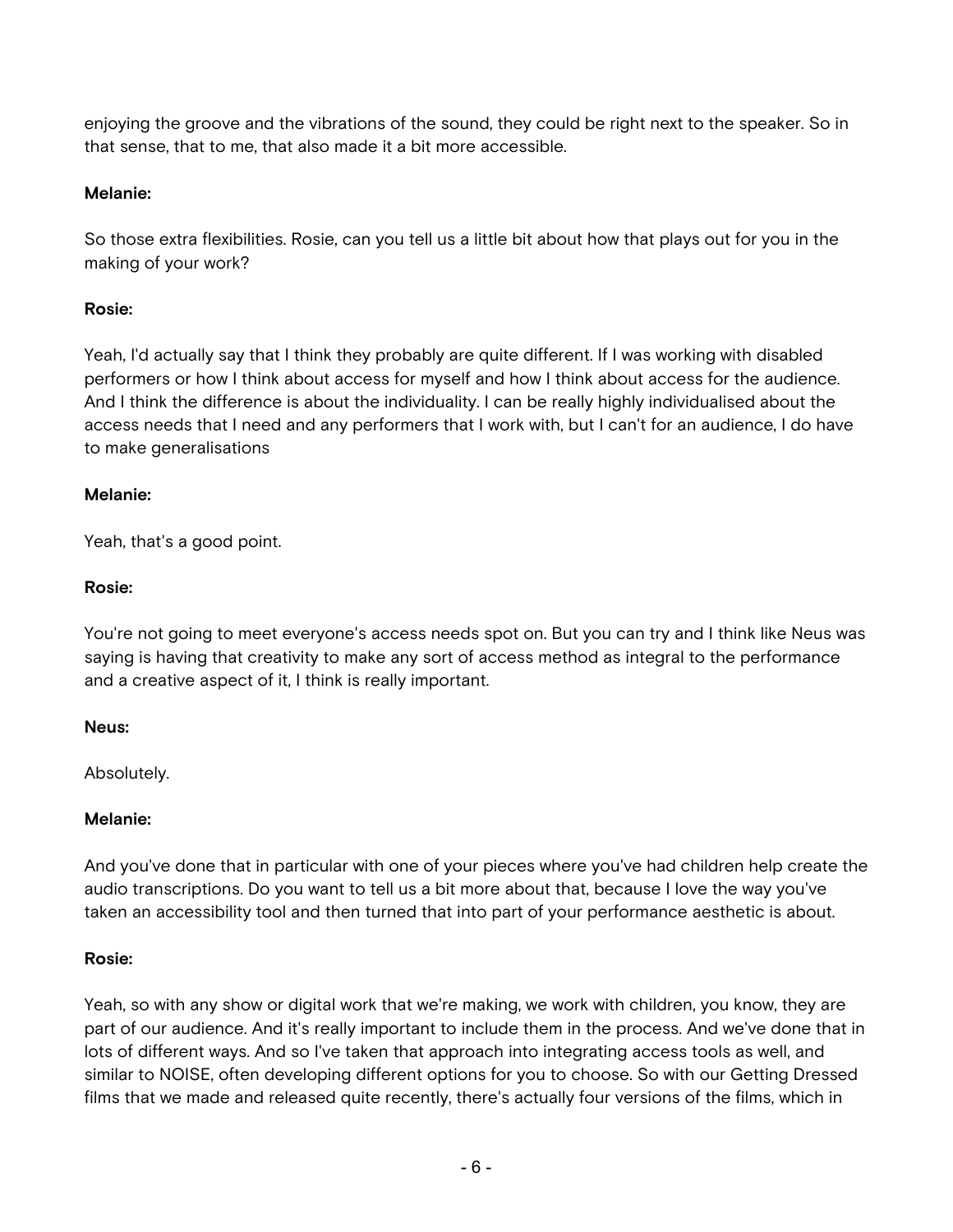enjoying the groove and the vibrations of the sound, they could be right next to the speaker. So in that sense, that to me, that also made it a bit more accessible.

**Melanie:**

So those extra flexibilities. Rosie, can you tell us a little bit about how that plays out for you in the making of your work?

**Rosie:**

Yeah, I'd actually say that I think they probably are quite different. If I was working with disabled performers or how I think about access for myself and how I think about access for the audience. And I think the difference is about the individuality. I can be really highly individualised about the access needs that I need and any performers that I work with, but I can't for an audience, I do have to make generalisations

**Melanie:**

Yeah, that's a good point.

**Rosie:**

You're not going to meet everyone's access needs spot on. But you can try and I think like Neus was saying is having that creativity to make any sort of access method as integral to the performance and a creative aspect of it, I think is really important.

**Neus:**

Absolutely.

**Melanie:**

And you've done that in particular with one of your pieces where you've had children help create the audio transcriptions. Do you want to tell us a bit more about that, because I love the way you've taken an accessibility tool and then turned that into part of your performance aesthetic is about.

**Rosie:**

Yeah, so with any show or digital work that we're making, we work with children, you know, they are part of our audience. And it's really important to include them in the process. And we've done that in lots of different ways. And so I've taken that approach into integrating access tools as well, and similar to NOISE, often developing different options for you to choose. So with our Getting Dressed films that we made and released quite recently, there's actually four versions of the films, which in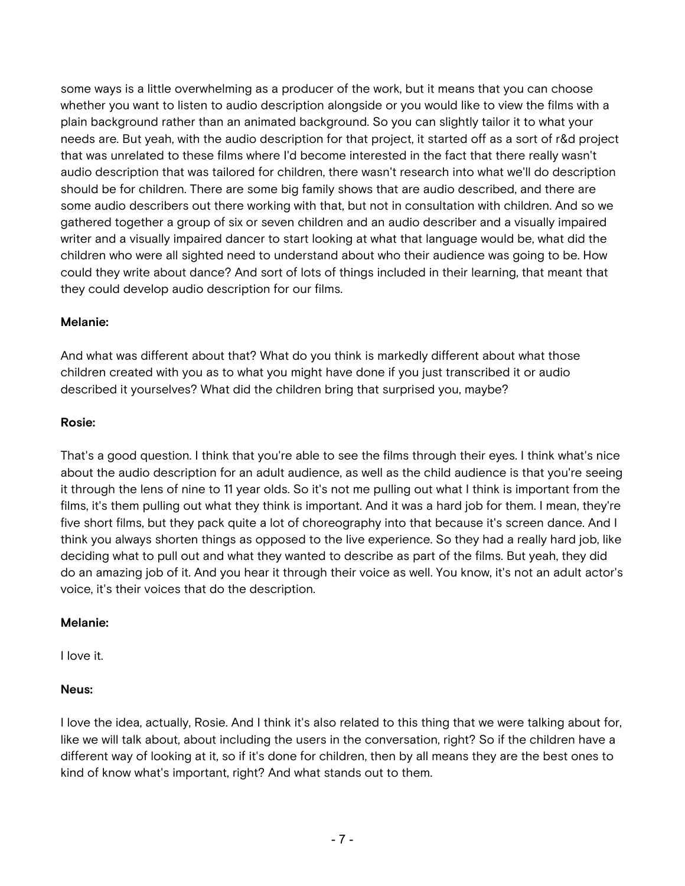some ways is a little overwhelming as a producer of the work, but it means that you can choose whether you want to listen to audio description alongside or you would like to view the films with a plain background rather than an animated background. So you can slightly tailor it to what your needs are. But yeah, with the audio description for that project, it started off as a sort of r&d project that was unrelated to these films where I'd become interested in the fact that there really wasn't audio description that was tailored for children, there wasn't research into what we'll do description should be for children. There are some big family shows that are audio described, and there are some audio describers out there working with that, but not in consultation with children. And so we gathered together a group of six or seven children and an audio describer and a visually impaired writer and a visually impaired dancer to start looking at what that language would be, what did the children who were all sighted need to understand about who their audience was going to be. How could they write about dance? And sort of lots of things included in their learning, that meant that they could develop audio description for our films.

**Melanie:**

And what was different about that? What do you think is markedly different about what those children created with you as to what you might have done if you just transcribed it or audio described it yourselves? What did the children bring that surprised you, maybe?

**Rosie:**

That's a good question. I think that you're able to see the films through their eyes. I think what's nice about the audio description for an adult audience, as well as the child audience is that you're seeing it through the lens of nine to 11 year olds. So it's not me pulling out what I think is important from the films, it's them pulling out what they think is important. And it was a hard job for them. I mean, they're five short films, but they pack quite a lot of choreography into that because it's screen dance. And I think you always shorten things as opposed to the live experience. So they had a really hard job, like deciding what to pull out and what they wanted to describe as part of the films. But yeah, they did do an amazing job of it. And you hear it through their voice as well. You know, it's not an adult actor's voice, it's their voices that do the description.

**Melanie:**

I love it.

**Neus:**

I love the idea, actually, Rosie. And I think it's also related to this thing that we were talking about for, like we will talk about, about including the users in the conversation, right? So if the children have a different way of looking at it, so if it's done for children, then by all means they are the best ones to kind of know what's important, right? And what stands out to them.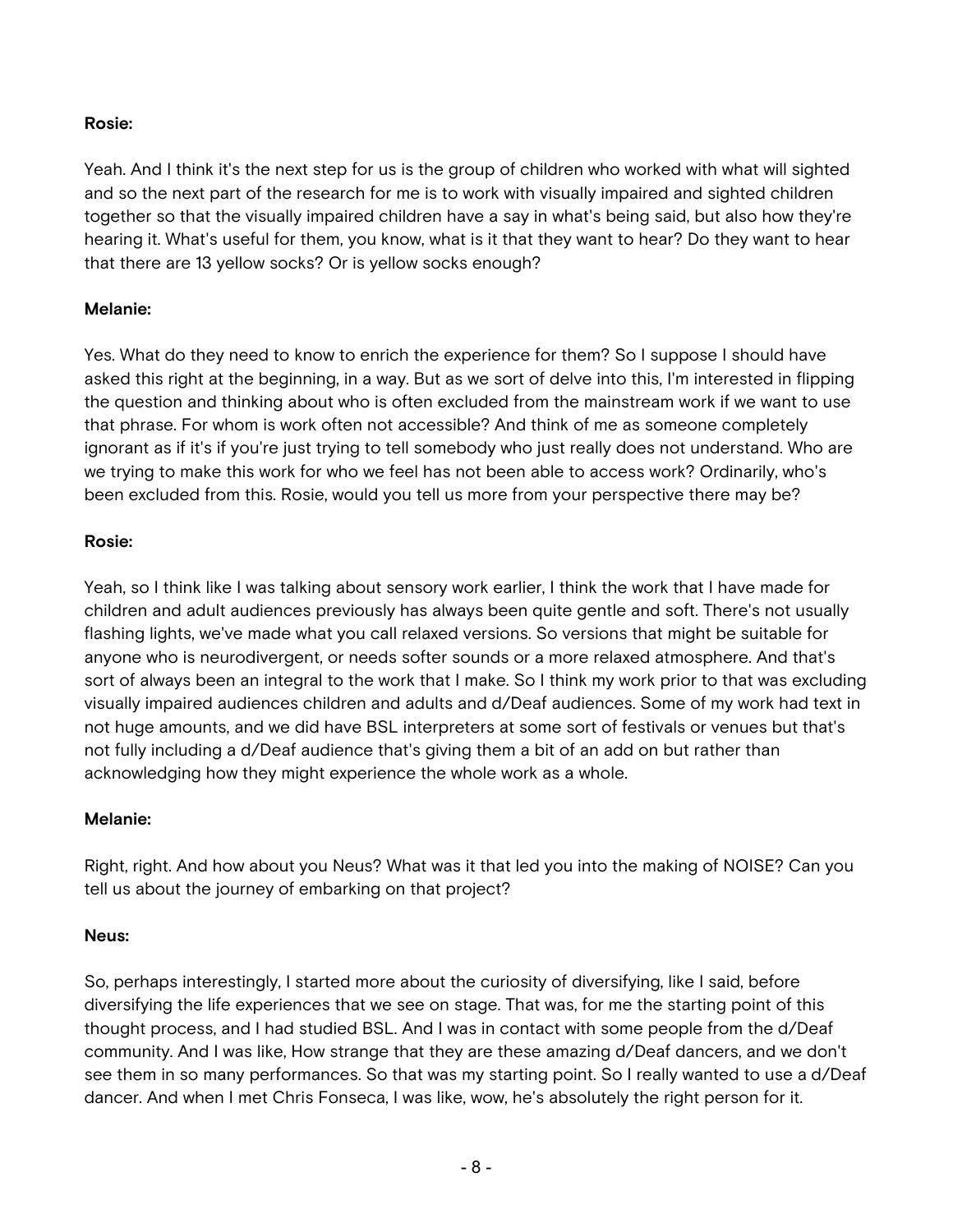**Rosie:**

Yeah. And I think it's the next step for us is the group of children who worked with what will sighted and so the next part of the research for me is to work with visually impaired and sighted children together so that the visually impaired children have a say in what's being said, but also how they're hearing it. What's useful for them, you know, what is it that they want to hear? Do they want to hear that there are 13 yellow socks? Or is yellow socks enough?

**Melanie:**

Yes. What do they need to know to enrich the experience for them? So I suppose I should have asked this right at the beginning, in a way. But as we sort of delve into this, I'm interested in flipping the question and thinking about who is often excluded from the mainstream work if we want to use that phrase. For whom is work often not accessible? And think of me as someone completely ignorant as if it's if you're just trying to tell somebody who just really does not understand. Who are we trying to make this work for who we feel has not been able to access work? Ordinarily, who's been excluded from this. Rosie, would you tell us more from your perspective there may be?

**Rosie:**

Yeah, so I think like I was talking about sensory work earlier, I think the work that I have made for children and adult audiences previously has always been quite gentle and soft. There's not usually flashing lights, we've made what you call relaxed versions. So versions that might be suitable for anyone who is neurodivergent, or needs softer sounds or a more relaxed atmosphere. And that's sort of always been an integral to the work that I make. So I think my work prior to that was excluding visually impaired audiences children and adults and d/Deaf audiences. Some of my work had text in not huge amounts, and we did have BSL interpreters at some sort of festivals or venues but that's not fully including a d/Deaf audience that's giving them a bit of an add on but rather than acknowledging how they might experience the whole work as a whole.

**Melanie:**

Right, right. And how about you Neus? What was it that led you into the making of NOISE? Can you tell us about the journey of embarking on that project?

**Neus:**

So, perhaps interestingly, I started more about the curiosity of diversifying, like I said, before diversifying the life experiences that we see on stage. That was, for me the starting point of this thought process, and I had studied BSL. And I was in contact with some people from the d/Deaf community. And I was like, How strange that they are these amazing d/Deaf dancers, and we don't see them in so many performances. So that was my starting point. So I really wanted to use a d/Deaf dancer. And when I met Chris Fonseca, I was like, wow, he's absolutely the right person for it.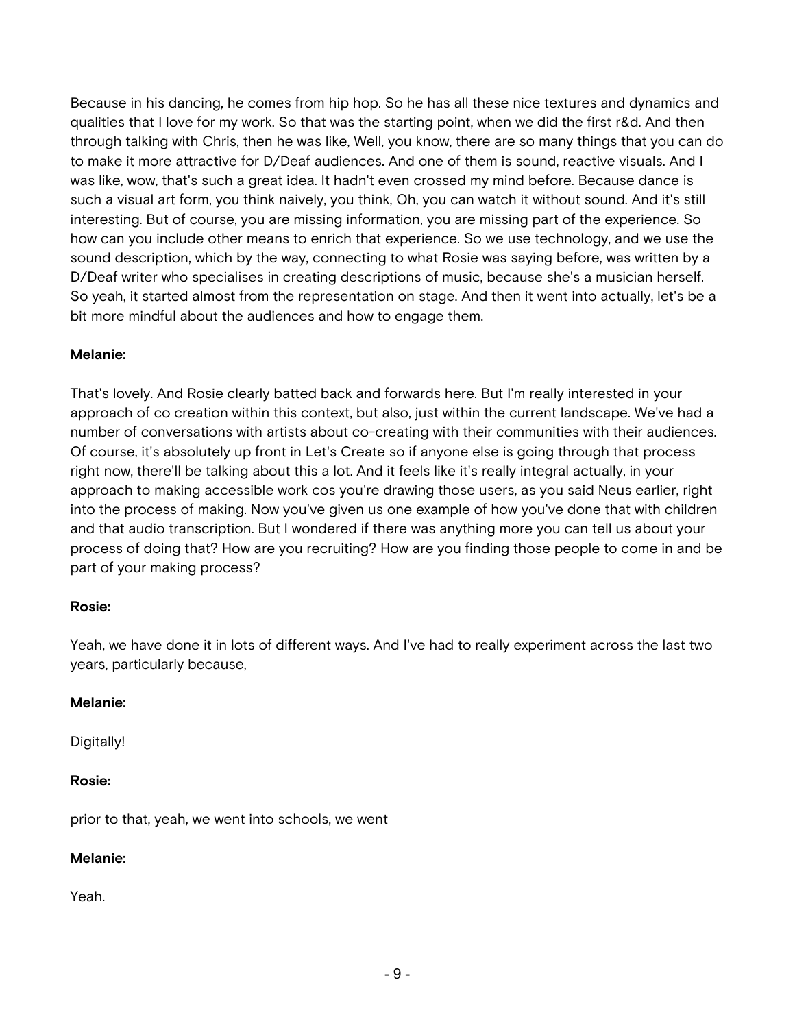Because in his dancing, he comes from hip hop. So he has all these nice textures and dynamics and qualities that I love for my work. So that was the starting point, when we did the first r&d. And then through talking with Chris, then he was like, Well, you know, there are so many things that you can do to make it more attractive for D/Deaf audiences. And one of them is sound, reactive visuals. And I was like, wow, that's such a great idea. It hadn't even crossed my mind before. Because dance is such a visual art form, you think naively, you think, Oh, you can watch it without sound. And it's still interesting. But of course, you are missing information, you are missing part of the experience. So how can you include other means to enrich that experience. So we use technology, and we use the sound description, which by the way, connecting to what Rosie was saying before, was written by a D/Deaf writer who specialises in creating descriptions of music, because she's a musician herself. So yeah, it started almost from the representation on stage. And then it went into actually, let's be a bit more mindful about the audiences and how to engage them.

**Melanie:**

That's lovely. And Rosie clearly batted back and forwards here. But I'm really interested in your approach of co creation within this context, but also, just within the current landscape. We've had a number of conversations with artists about co-creating with their communities with their audiences. Of course, it's absolutely up front in Let's Create so if anyone else is going through that process right now, there'll be talking about this a lot. And it feels like it's really integral actually, in your approach to making accessible work cos you're drawing those users, as you said Neus earlier, right into the process of making. Now you've given us one example of how you've done that with children and that audio transcription. But I wondered if there was anything more you can tell us about your process of doing that? How are you recruiting? How are you finding those people to come in and be part of your making process?

**Rosie:**

Yeah, we have done it in lots of different ways. And I've had to really experiment across the last two years, particularly because,

**Melanie:**

Digitally!

**Rosie:**

prior to that, yeah, we went into schools, we went

**Melanie:**

Yeah.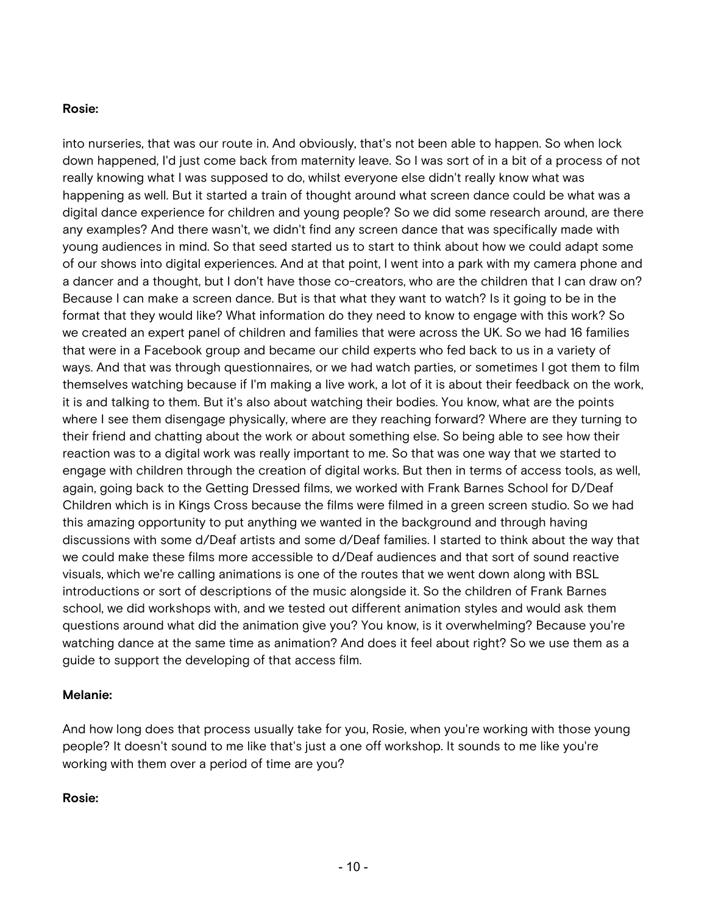**Rosie:**

into nurseries, that was our route in. And obviously, that's not been able to happen. So when lock down happened, I'd just come back from maternity leave. So I was sort of in a bit of a process of not really knowing what I was supposed to do, whilst everyone else didn't really know what was happening as well. But it started a train of thought around what screen dance could be what was a digital dance experience for children and young people? So we did some research around, are there any examples? And there wasn't, we didn't find any screen dance that was specifically made with young audiences in mind. So that seed started us to start to think about how we could adapt some of our shows into digital experiences. And at that point, I went into a park with my camera phone and a dancer and a thought, but I don't have those co-creators, who are the children that I can draw on? Because I can make a screen dance. But is that what they want to watch? Is it going to be in the format that they would like? What information do they need to know to engage with this work? So we created an expert panel of children and families that were across the UK. So we had 16 families that were in a Facebook group and became our child experts who fed back to us in a variety of ways. And that was through questionnaires, or we had watch parties, or sometimes I got them to film themselves watching because if I'm making a live work, a lot of it is about their feedback on the work, it is and talking to them. But it's also about watching their bodies. You know, what are the points where I see them disengage physically, where are they reaching forward? Where are they turning to their friend and chatting about the work or about something else. So being able to see how their reaction was to a digital work was really important to me. So that was one way that we started to engage with children through the creation of digital works. But then in terms of access tools, as well, again, going back to the Getting Dressed films, we worked with Frank Barnes School for D/Deaf Children which is in Kings Cross because the films were filmed in a green screen studio. So we had this amazing opportunity to put anything we wanted in the background and through having discussions with some d/Deaf artists and some d/Deaf families. I started to think about the way that we could make these films more accessible to d/Deaf audiences and that sort of sound reactive visuals, which we're calling animations is one of the routes that we went down along with BSL introductions or sort of descriptions of the music alongside it. So the children of Frank Barnes school, we did workshops with, and we tested out different animation styles and would ask them questions around what did the animation give you? You know, is it overwhelming? Because you're watching dance at the same time as animation? And does it feel about right? So we use them as a guide to support the developing of that access film.

**Melanie:**

And how long does that process usually take for you, Rosie, when you're working with those young people? It doesn't sound to me like that's just a one off workshop. It sounds to me like you're working with them over a period of time are you?

**Rosie:**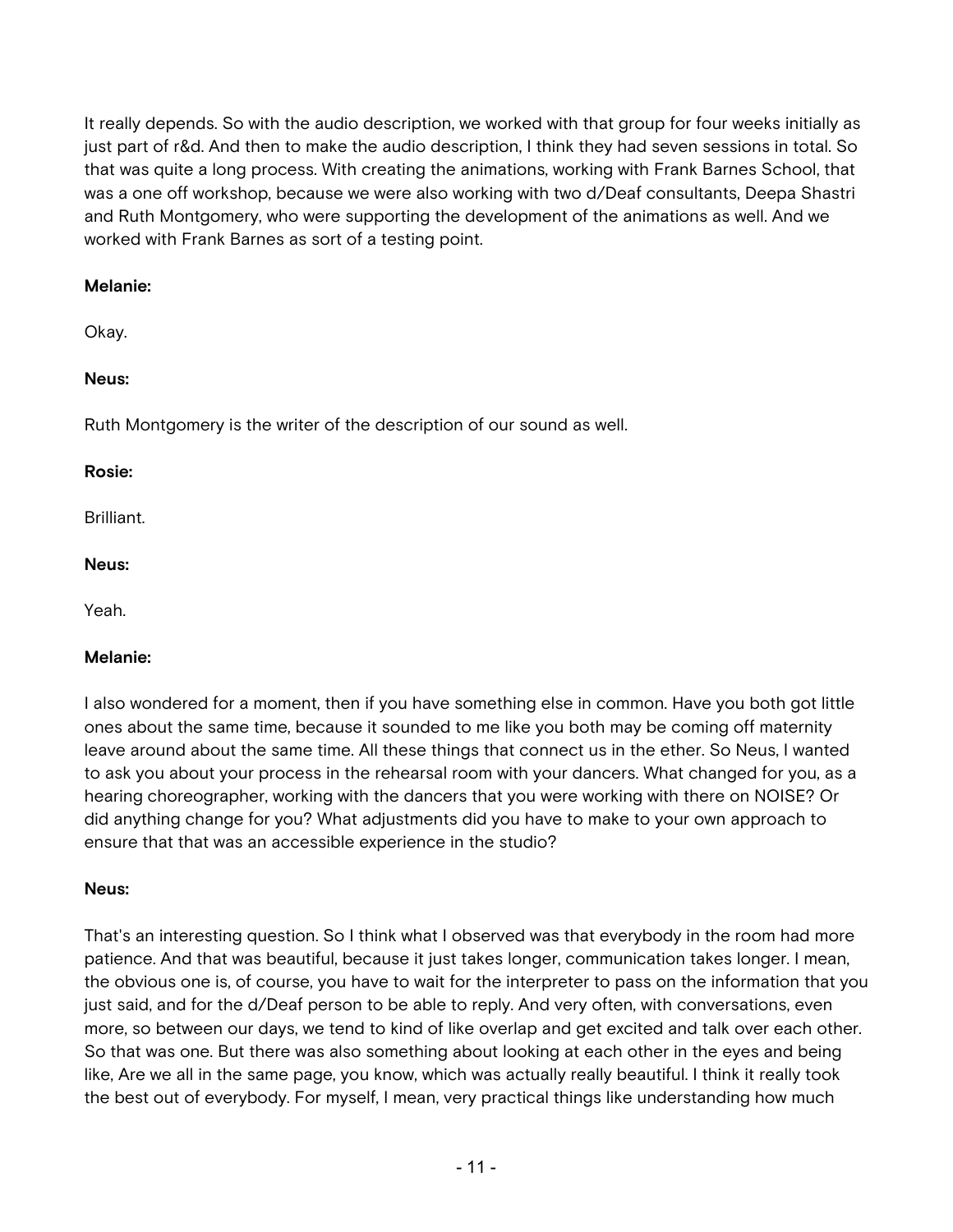It really depends. So with the audio description, we worked with that group for four weeks initially as just part of r&d. And then to make the audio description, I think they had seven sessions in total. So that was quite a long process. With creating the animations, working with Frank Barnes School, that was a one off workshop, because we were also working with two d/Deaf consultants, Deepa Shastri and Ruth Montgomery, who were supporting the development of the animations as well. And we worked with Frank Barnes as sort of a testing point.

**Melanie:**

Okay.

**Neus:**

Ruth Montgomery is the writer of the description of our sound as well.

**Rosie:**

Brilliant.

**Neus:**

Yeah.

**Melanie:**

I also wondered for a moment, then if you have something else in common. Have you both got little ones about the same time, because it sounded to me like you both may be coming off maternity leave around about the same time. All these things that connect us in the ether. So Neus, I wanted to ask you about your process in the rehearsal room with your dancers. What changed for you, as a hearing choreographer, working with the dancers that you were working with there on NOISE? Or did anything change for you? What adjustments did you have to make to your own approach to ensure that that was an accessible experience in the studio?

**Neus:**

That's an interesting question. So I think what I observed was that everybody in the room had more patience. And that was beautiful, because it just takes longer, communication takes longer. I mean, the obvious one is, of course, you have to wait for the interpreter to pass on the information that you just said, and for the d/Deaf person to be able to reply. And very often, with conversations, even more, so between our days, we tend to kind of like overlap and get excited and talk over each other. So that was one. But there was also something about looking at each other in the eyes and being like, Are we all in the same page, you know, which was actually really beautiful. I think it really took the best out of everybody. For myself, I mean, very practical things like understanding how much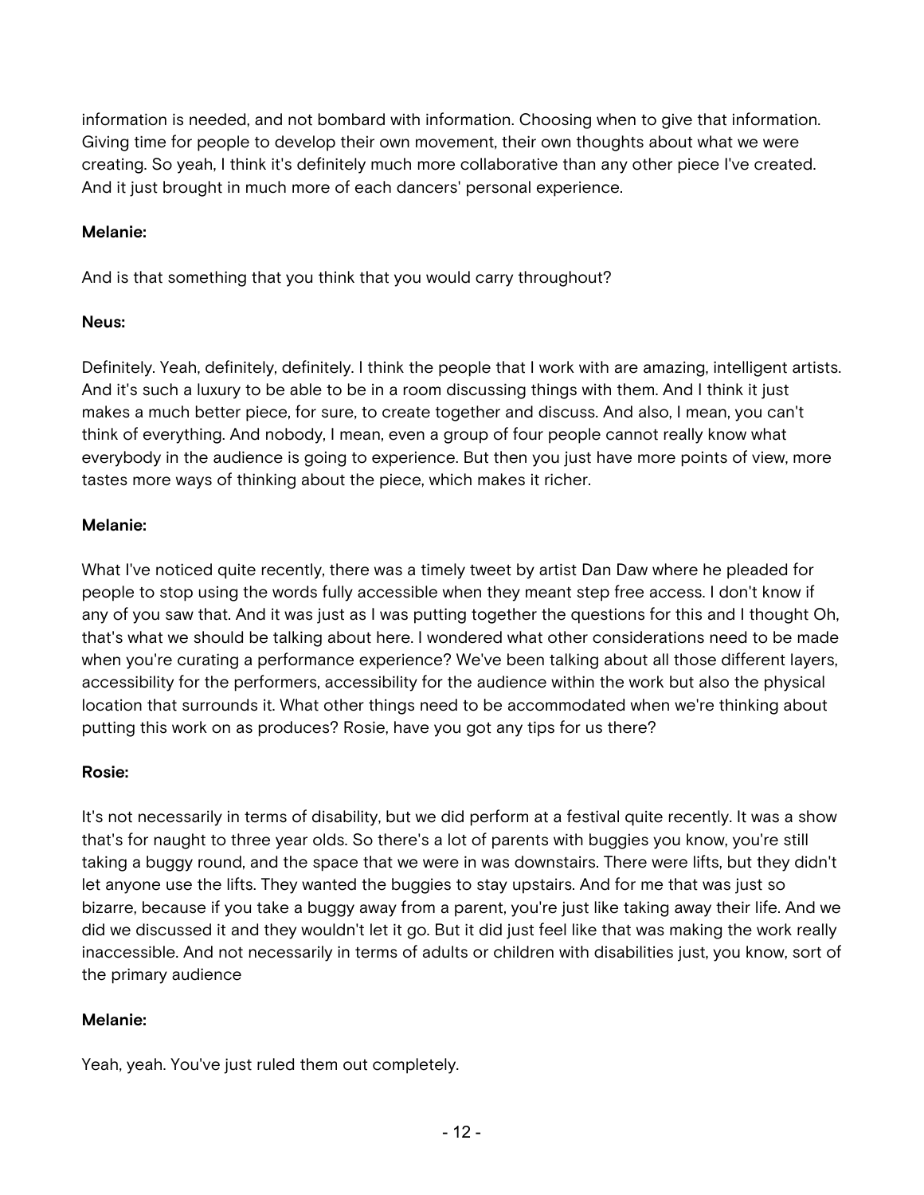information is needed, and not bombard with information. Choosing when to give that information. Giving time for people to develop their own movement, their own thoughts about what we were creating. So yeah, I think it's definitely much more collaborative than any other piece I've created. And it just brought in much more of each dancers' personal experience.

**Melanie:**

And is that something that you think that you would carry throughout?

**Neus:**

Definitely. Yeah, definitely, definitely. I think the people that I work with are amazing, intelligent artists. And it's such a luxury to be able to be in a room discussing things with them. And I think it just makes a much better piece, for sure, to create together and discuss. And also, I mean, you can't think of everything. And nobody, I mean, even a group of four people cannot really know what everybody in the audience is going to experience. But then you just have more points of view, more tastes more ways of thinking about the piece, which makes it richer.

**Melanie:**

What I've noticed quite recently, there was a timely tweet by artist Dan Daw where he pleaded for people to stop using the words fully accessible when they meant step free access. I don't know if any of you saw that. And it was just as I was putting together the questions for this and I thought Oh, that's what we should be talking about here. I wondered what other considerations need to be made when you're curating a performance experience? We've been talking about all those different layers, accessibility for the performers, accessibility for the audience within the work but also the physical location that surrounds it. What other things need to be accommodated when we're thinking about putting this work on as produces? Rosie, have you got any tips for us there?

**Rosie:**

It's not necessarily in terms of disability, but we did perform at a festival quite recently. It was a show that's for naught to three year olds. So there's a lot of parents with buggies you know, you're still taking a buggy round, and the space that we were in was downstairs. There were lifts, but they didn't let anyone use the lifts. They wanted the buggies to stay upstairs. And for me that was just so bizarre, because if you take a buggy away from a parent, you're just like taking away their life. And we did we discussed it and they wouldn't let it go. But it did just feel like that was making the work really inaccessible. And not necessarily in terms of adults or children with disabilities just, you know, sort of the primary audience

**Melanie:**

Yeah, yeah. You've just ruled them out completely.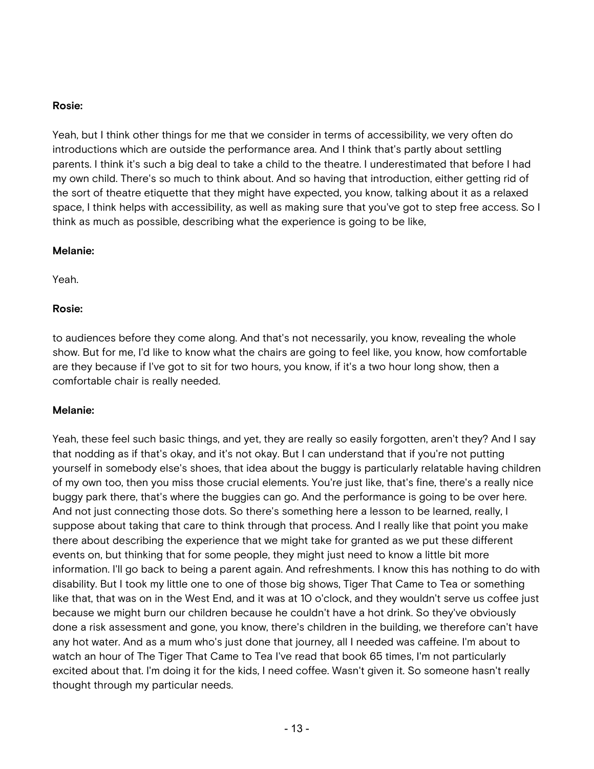**Rosie:**

Yeah, but I think other things for me that we consider in terms of accessibility, we very often do introductions which are outside the performance area. And I think that's partly about settling parents. I think it's such a big deal to take a child to the theatre. I underestimated that before I had my own child. There's so much to think about. And so having that introduction, either getting rid of the sort of theatre etiquette that they might have expected, you know, talking about it as a relaxed space, I think helps with accessibility, as well as making sure that you've got to step free access. So I think as much as possible, describing what the experience is going to be like,

**Melanie:**

Yeah.

**Rosie:**

to audiences before they come along. And that's not necessarily, you know, revealing the whole show. But for me, I'd like to know what the chairs are going to feel like, you know, how comfortable are they because if I've got to sit for two hours, you know, if it's a two hour long show, then a comfortable chair is really needed.

**Melanie:**

Yeah, these feel such basic things, and yet, they are really so easily forgotten, aren't they? And I say that nodding as if that's okay, and it's not okay. But I can understand that if you're not putting yourself in somebody else's shoes, that idea about the buggy is particularly relatable having children of my own too, then you miss those crucial elements. You're just like, that's fine, there's a really nice buggy park there, that's where the buggies can go. And the performance is going to be over here. And not just connecting those dots. So there's something here a lesson to be learned, really, I suppose about taking that care to think through that process. And I really like that point you make there about describing the experience that we might take for granted as we put these different events on, but thinking that for some people, they might just need to know a little bit more information. I'll go back to being a parent again. And refreshments. I know this has nothing to do with disability. But I took my little one to one of those big shows, Tiger That Came to Tea or something like that, that was on in the West End, and it was at 10 o'clock, and they wouldn't serve us coffee just because we might burn our children because he couldn't have a hot drink. So they've obviously done a risk assessment and gone, you know, there's children in the building, we therefore can't have any hot water. And as a mum who's just done that journey, all I needed was caffeine. I'm about to watch an hour of The Tiger That Came to Tea I've read that book 65 times, I'm not particularly excited about that. I'm doing it for the kids, I need coffee. Wasn't given it. So someone hasn't really thought through my particular needs.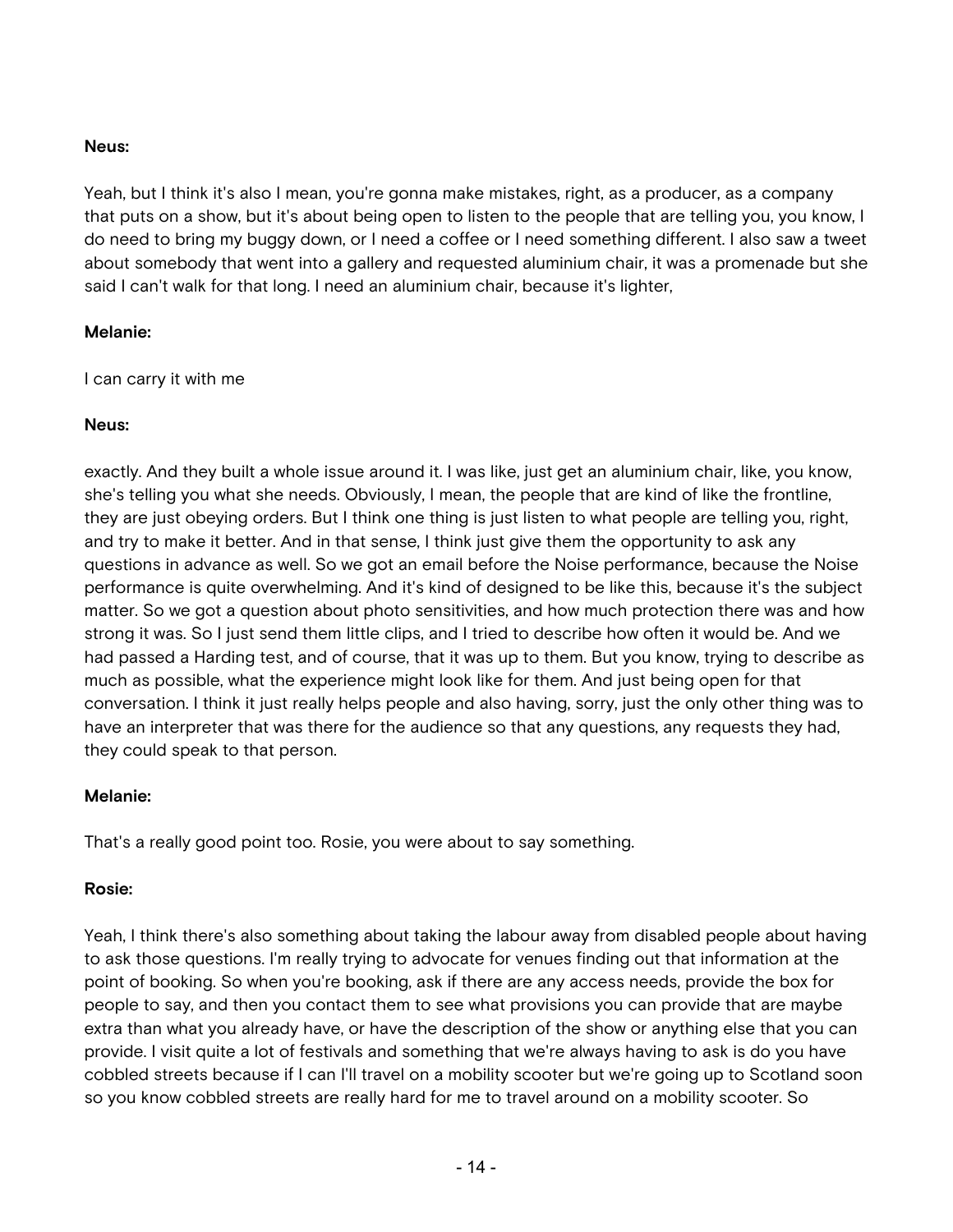**Neus:**

Yeah, but I think it's also I mean, you're gonna make mistakes, right, as a producer, as a company that puts on a show, but it's about being open to listen to the people that are telling you, you know, I do need to bring my buggy down, or I need a coffee or I need something different. I also saw a tweet about somebody that went into a gallery and requested aluminium chair, it was a promenade but she said I can't walk for that long. I need an aluminium chair, because it's lighter,

**Melanie:**

I can carry it with me

**Neus:**

exactly. And they built a whole issue around it. I was like, just get an aluminium chair, like, you know, she's telling you what she needs. Obviously, I mean, the people that are kind of like the frontline, they are just obeying orders. But I think one thing is just listen to what people are telling you, right, and try to make it better. And in that sense, I think just give them the opportunity to ask any questions in advance as well. So we got an email before the Noise performance, because the Noise performance is quite overwhelming. And it's kind of designed to be like this, because it's the subject matter. So we got a question about photo sensitivities, and how much protection there was and how strong it was. So I just send them little clips, and I tried to describe how often it would be. And we had passed a Harding test, and of course, that it was up to them. But you know, trying to describe as much as possible, what the experience might look like for them. And just being open for that conversation. I think it just really helps people and also having, sorry, just the only other thing was to have an interpreter that was there for the audience so that any questions, any requests they had, they could speak to that person.

**Melanie:**

That's a really good point too. Rosie, you were about to say something.

**Rosie:**

Yeah, I think there's also something about taking the labour away from disabled people about having to ask those questions. I'm really trying to advocate for venues finding out that information at the point of booking. So when you're booking, ask if there are any access needs, provide the box for people to say, and then you contact them to see what provisions you can provide that are maybe extra than what you already have, or have the description of the show or anything else that you can provide. I visit quite a lot of festivals and something that we're always having to ask is do you have cobbled streets because if I can I'll travel on a mobility scooter but we're going up to Scotland soon so you know cobbled streets are really hard for me to travel around on a mobility scooter. So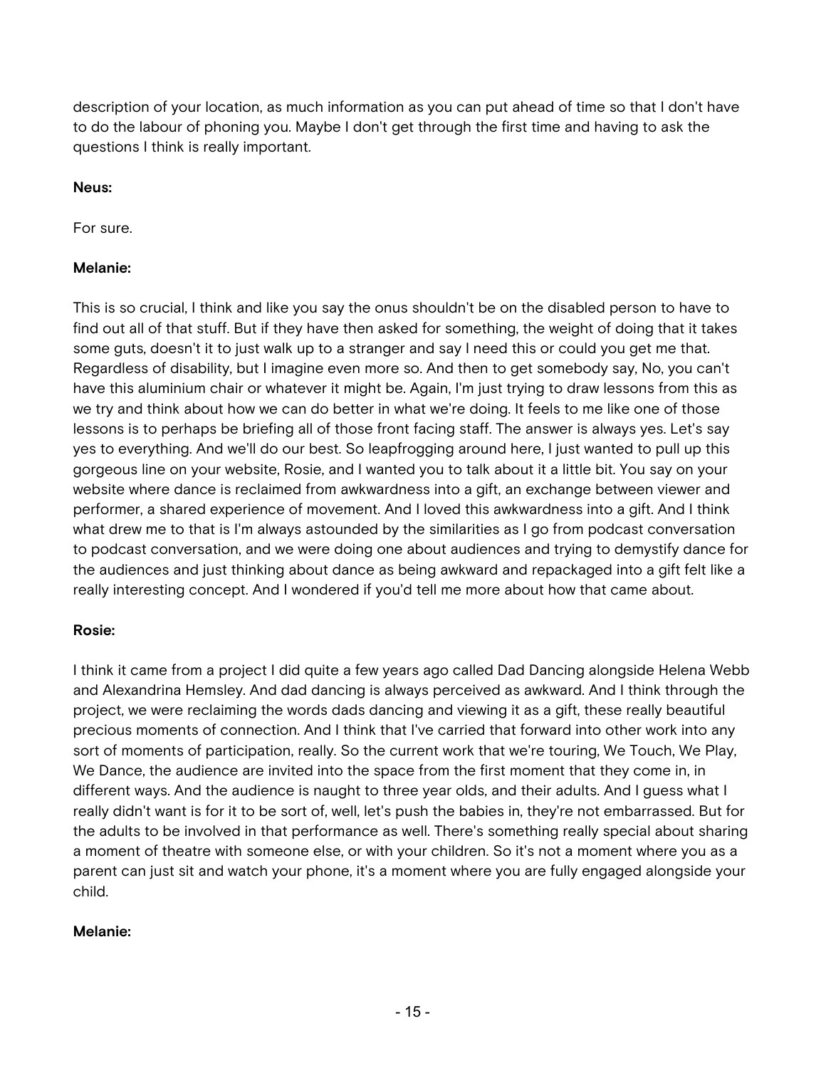description of your location, as much information as you can put ahead of time so that I don't have to do the labour of phoning you. Maybe I don't get through the first time and having to ask the questions I think is really important.

**Neus:**

For sure.

**Melanie:**

This is so crucial, I think and like you say the onus shouldn't be on the disabled person to have to find out all of that stuff. But if they have then asked for something, the weight of doing that it takes some guts, doesn't it to just walk up to a stranger and say I need this or could you get me that. Regardless of disability, but I imagine even more so. And then to get somebody say, No, you can't have this aluminium chair or whatever it might be. Again, I'm just trying to draw lessons from this as we try and think about how we can do better in what we're doing. It feels to me like one of those lessons is to perhaps be briefing all of those front facing staff. The answer is always yes. Let's say yes to everything. And we'll do our best. So leapfrogging around here, I just wanted to pull up this gorgeous line on your website, Rosie, and I wanted you to talk about it a little bit. You say on your website where dance is reclaimed from awkwardness into a gift, an exchange between viewer and performer, a shared experience of movement. And I loved this awkwardness into a gift. And I think what drew me to that is I'm always astounded by the similarities as I go from podcast conversation to podcast conversation, and we were doing one about audiences and trying to demystify dance for the audiences and just thinking about dance as being awkward and repackaged into a gift felt like a really interesting concept. And I wondered if you'd tell me more about how that came about.

**Rosie:**

I think it came from a project I did quite a few years ago called Dad Dancing alongside Helena Webb and Alexandrina Hemsley. And dad dancing is always perceived as awkward. And I think through the project, we were reclaiming the words dads dancing and viewing it as a gift, these really beautiful precious moments of connection. And I think that I've carried that forward into other work into any sort of moments of participation, really. So the current work that we're touring, We Touch, We Play, We Dance, the audience are invited into the space from the first moment that they come in, in different ways. And the audience is naught to three year olds, and their adults. And I guess what I really didn't want is for it to be sort of, well, let's push the babies in, they're not embarrassed. But for the adults to be involved in that performance as well. There's something really special about sharing a moment of theatre with someone else, or with your children. So it's not a moment where you as a parent can just sit and watch your phone, it's a moment where you are fully engaged alongside your child.

**Melanie:**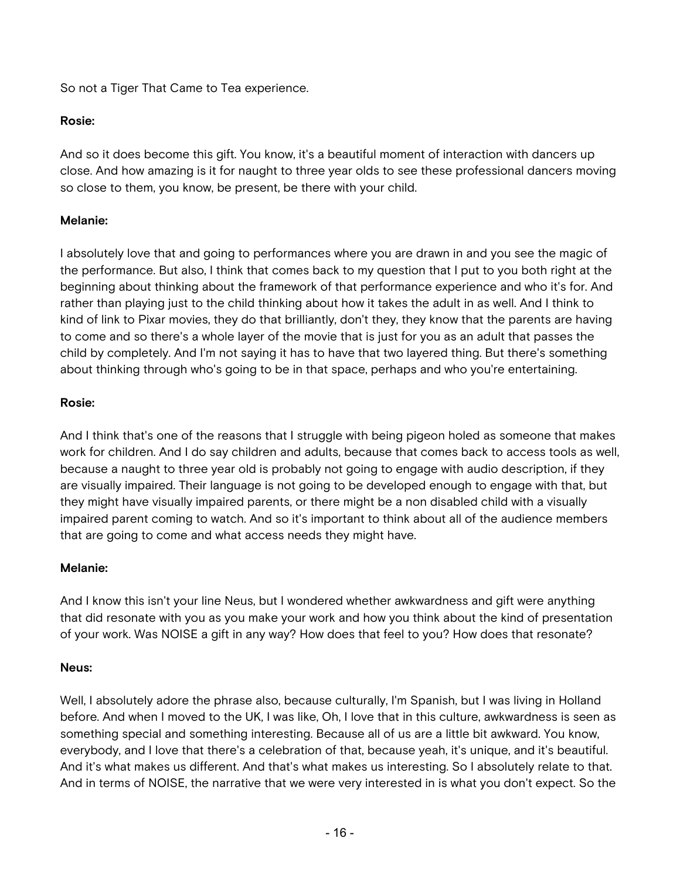So not a Tiger That Came to Tea experience.

**Rosie:**

And so it does become this gift. You know, it's a beautiful moment of interaction with dancers up close. And how amazing is it for naught to three year olds to see these professional dancers moving so close to them, you know, be present, be there with your child.

**Melanie:**

I absolutely love that and going to performances where you are drawn in and you see the magic of the performance. But also, I think that comes back to my question that I put to you both right at the beginning about thinking about the framework of that performance experience and who it's for. And rather than playing just to the child thinking about how it takes the adult in as well. And I think to kind of link to Pixar movies, they do that brilliantly, don't they, they know that the parents are having to come and so there's a whole layer of the movie that is just for you as an adult that passes the child by completely. And I'm not saying it has to have that two layered thing. But there's something about thinking through who's going to be in that space, perhaps and who you're entertaining.

**Rosie:**

And I think that's one of the reasons that I struggle with being pigeon holed as someone that makes work for children. And I do say children and adults, because that comes back to access tools as well, because a naught to three year old is probably not going to engage with audio description, if they are visually impaired. Their language is not going to be developed enough to engage with that, but they might have visually impaired parents, or there might be a non disabled child with a visually impaired parent coming to watch. And so it's important to think about all of the audience members that are going to come and what access needs they might have.

**Melanie:**

And I know this isn't your line Neus, but I wondered whether awkwardness and gift were anything that did resonate with you as you make your work and how you think about the kind of presentation of your work. Was NOISE a gift in any way? How does that feel to you? How does that resonate?

**Neus:**

Well, I absolutely adore the phrase also, because culturally, I'm Spanish, but I was living in Holland before. And when I moved to the UK, I was like, Oh, I love that in this culture, awkwardness is seen as something special and something interesting. Because all of us are a little bit awkward. You know, everybody, and I love that there's a celebration of that, because yeah, it's unique, and it's beautiful. And it's what makes us different. And that's what makes us interesting. So I absolutely relate to that. And in terms of NOISE, the narrative that we were very interested in is what you don't expect. So the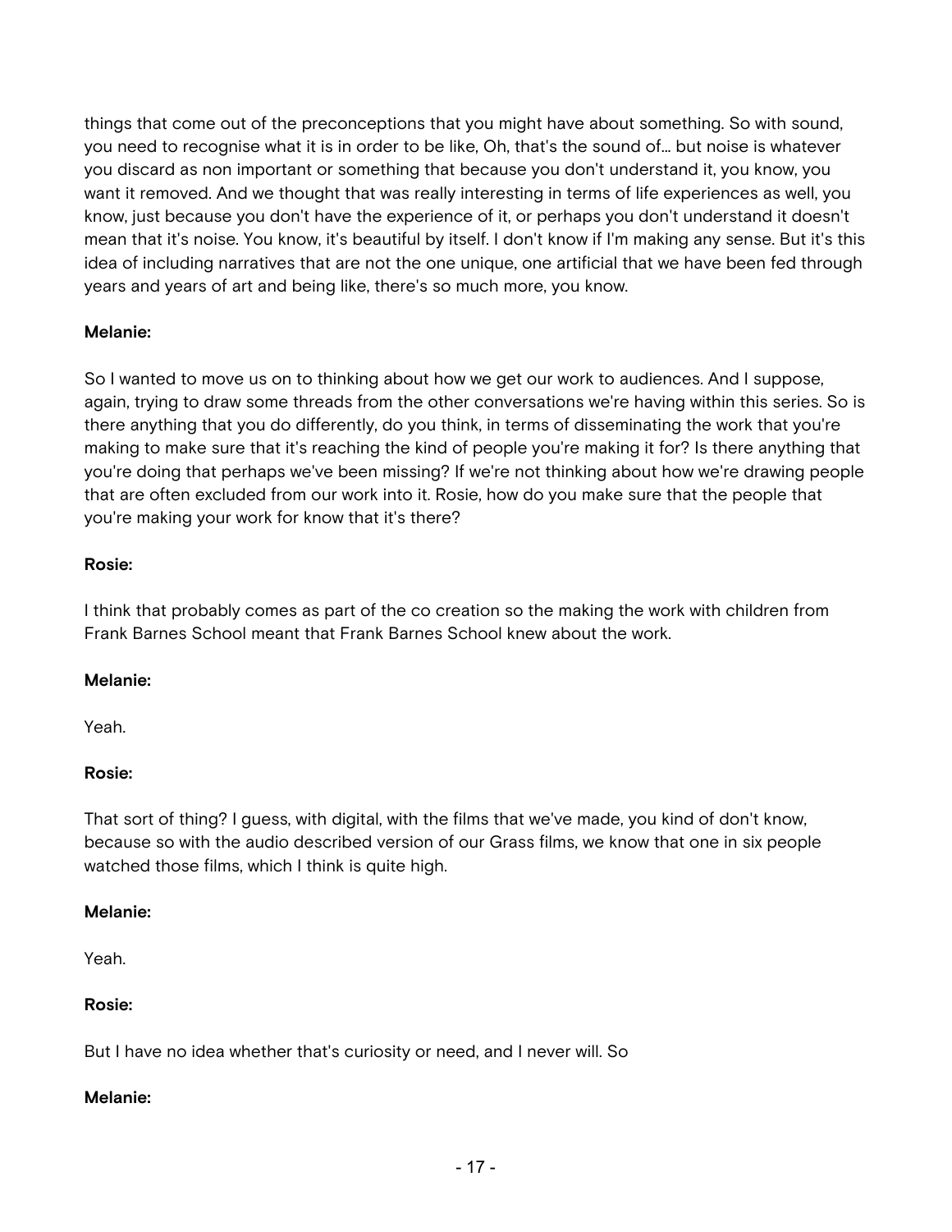things that come out of the preconceptions that you might have about something. So with sound, you need to recognise what it is in order to be like, Oh, that's the sound of... but noise is whatever you discard as non important or something that because you don't understand it, you know, you want it removed. And we thought that was really interesting in terms of life experiences as well, you know, just because you don't have the experience of it, or perhaps you don't understand it doesn't mean that it's noise. You know, it's beautiful by itself. I don't know if I'm making any sense. But it's this idea of including narratives that are not the one unique, one artificial that we have been fed through years and years of art and being like, there's so much more, you know.

**Melanie:**

So I wanted to move us on to thinking about how we get our work to audiences. And I suppose, again, trying to draw some threads from the other conversations we're having within this series. So is there anything that you do differently, do you think, in terms of disseminating the work that you're making to make sure that it's reaching the kind of people you're making it for? Is there anything that you're doing that perhaps we've been missing? If we're not thinking about how we're drawing people that are often excluded from our work into it. Rosie, how do you make sure that the people that you're making your work for know that it's there?

**Rosie:**

I think that probably comes as part of the co creation so the making the work with children from Frank Barnes School meant that Frank Barnes School knew about the work.

**Melanie:**

Yeah.

**Rosie:**

That sort of thing? I guess, with digital, with the films that we've made, you kind of don't know, because so with the audio described version of our Grass films, we know that one in six people watched those films, which I think is quite high.

**Melanie:**

Yeah.

**Rosie:**

But I have no idea whether that's curiosity or need, and I never will. So

**Melanie:**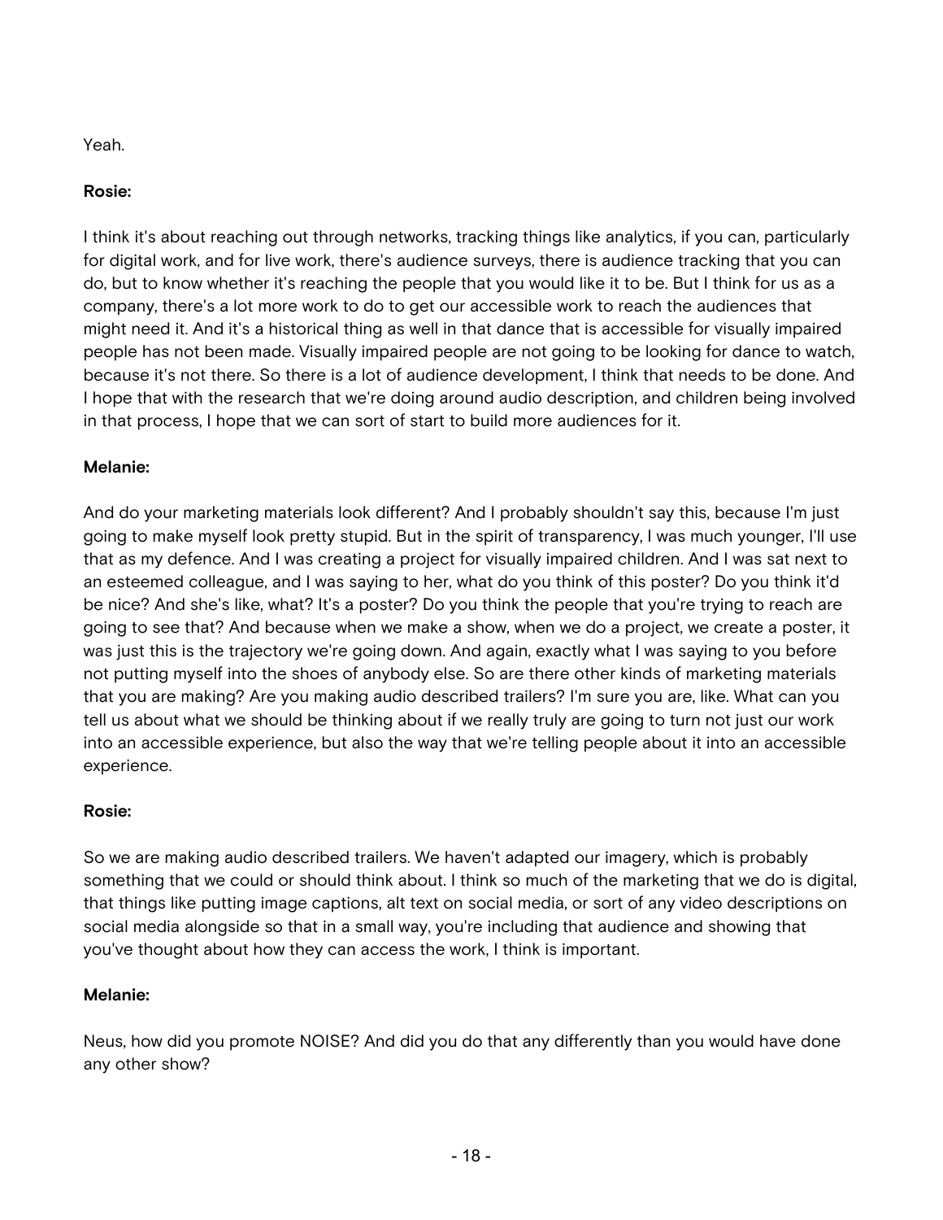Yeah.

**Rosie:**

I think it's about reaching out through networks, tracking things like analytics, if you can, particularly for digital work, and for live work, there's audience surveys, there is audience tracking that you can do, but to know whether it's reaching the people that you would like it to be. But I think for us as a company, there's a lot more work to do to get our accessible work to reach the audiences that might need it. And it's a historical thing as well in that dance that is accessible for visually impaired people has not been made. Visually impaired people are not going to be looking for dance to watch, because it's not there. So there is a lot of audience development, I think that needs to be done. And I hope that with the research that we're doing around audio description, and children being involved in that process, I hope that we can sort of start to build more audiences for it.

**Melanie:**

And do your marketing materials look different? And I probably shouldn't say this, because I'm just going to make myself look pretty stupid. But in the spirit of transparency, I was much younger, I'll use that as my defence. And I was creating a project for visually impaired children. And I was sat next to an esteemed colleague, and I was saying to her, what do you think of this poster? Do you think it'd be nice? And she's like, what? It's a poster? Do you think the people that you're trying to reach are going to see that? And because when we make a show, when we do a project, we create a poster, it was just this is the trajectory we're going down. And again, exactly what I was saying to you before not putting myself into the shoes of anybody else. So are there other kinds of marketing materials that you are making? Are you making audio described trailers? I'm sure you are, like. What can you tell us about what we should be thinking about if we really truly are going to turn not just our work into an accessible experience, but also the way that we're telling people about it into an accessible experience.

**Rosie:**

So we are making audio described trailers. We haven't adapted our imagery, which is probably something that we could or should think about. I think so much of the marketing that we do is digital, that things like putting image captions, alt text on social media, or sort of any video descriptions on social media alongside so that in a small way, you're including that audience and showing that you've thought about how they can access the work, I think is important.

**Melanie:**

Neus, how did you promote NOISE? And did you do that any differently than you would have done any other show?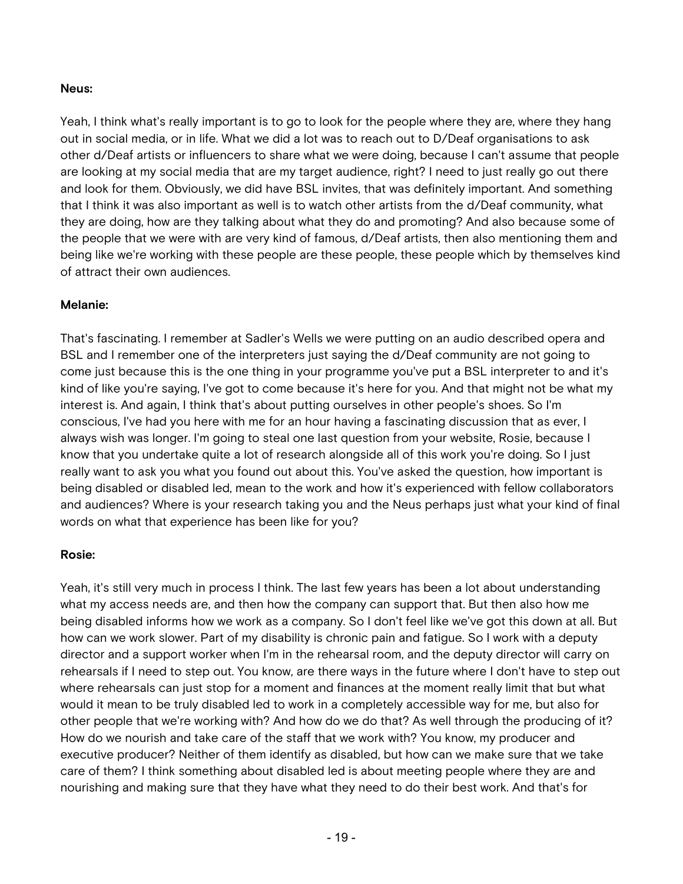**Neus:**

Yeah, I think what's really important is to go to look for the people where they are, where they hang out in social media, or in life. What we did a lot was to reach out to D/Deaf organisations to ask other d/Deaf artists or influencers to share what we were doing, because I can't assume that people are looking at my social media that are my target audience, right? I need to just really go out there and look for them. Obviously, we did have BSL invites, that was definitely important. And something that I think it was also important as well is to watch other artists from the d/Deaf community, what they are doing, how are they talking about what they do and promoting? And also because some of the people that we were with are very kind of famous, d/Deaf artists, then also mentioning them and being like we're working with these people are these people, these people which by themselves kind of attract their own audiences.

**Melanie:**

That's fascinating. I remember at Sadler's Wells we were putting on an audio described opera and BSL and I remember one of the interpreters just saying the d/Deaf community are not going to come just because this is the one thing in your programme you've put a BSL interpreter to and it's kind of like you're saying, I've got to come because it's here for you. And that might not be what my interest is. And again, I think that's about putting ourselves in other people's shoes. So I'm conscious, I've had you here with me for an hour having a fascinating discussion that as ever, I always wish was longer. I'm going to steal one last question from your website, Rosie, because I know that you undertake quite a lot of research alongside all of this work you're doing. So I just really want to ask you what you found out about this. You've asked the question, how important is being disabled or disabled led, mean to the work and how it's experienced with fellow collaborators and audiences? Where is your research taking you and the Neus perhaps just what your kind of final words on what that experience has been like for you?

**Rosie:**

Yeah, it's still very much in process I think. The last few years has been a lot about understanding what my access needs are, and then how the company can support that. But then also how me being disabled informs how we work as a company. So I don't feel like we've got this down at all. But how can we work slower. Part of my disability is chronic pain and fatigue. So I work with a deputy director and a support worker when I'm in the rehearsal room, and the deputy director will carry on rehearsals if I need to step out. You know, are there ways in the future where I don't have to step out where rehearsals can just stop for a moment and finances at the moment really limit that but what would it mean to be truly disabled led to work in a completely accessible way for me, but also for other people that we're working with? And how do we do that? As well through the producing of it? How do we nourish and take care of the staff that we work with? You know, my producer and executive producer? Neither of them identify as disabled, but how can we make sure that we take care of them? I think something about disabled led is about meeting people where they are and nourishing and making sure that they have what they need to do their best work. And that's for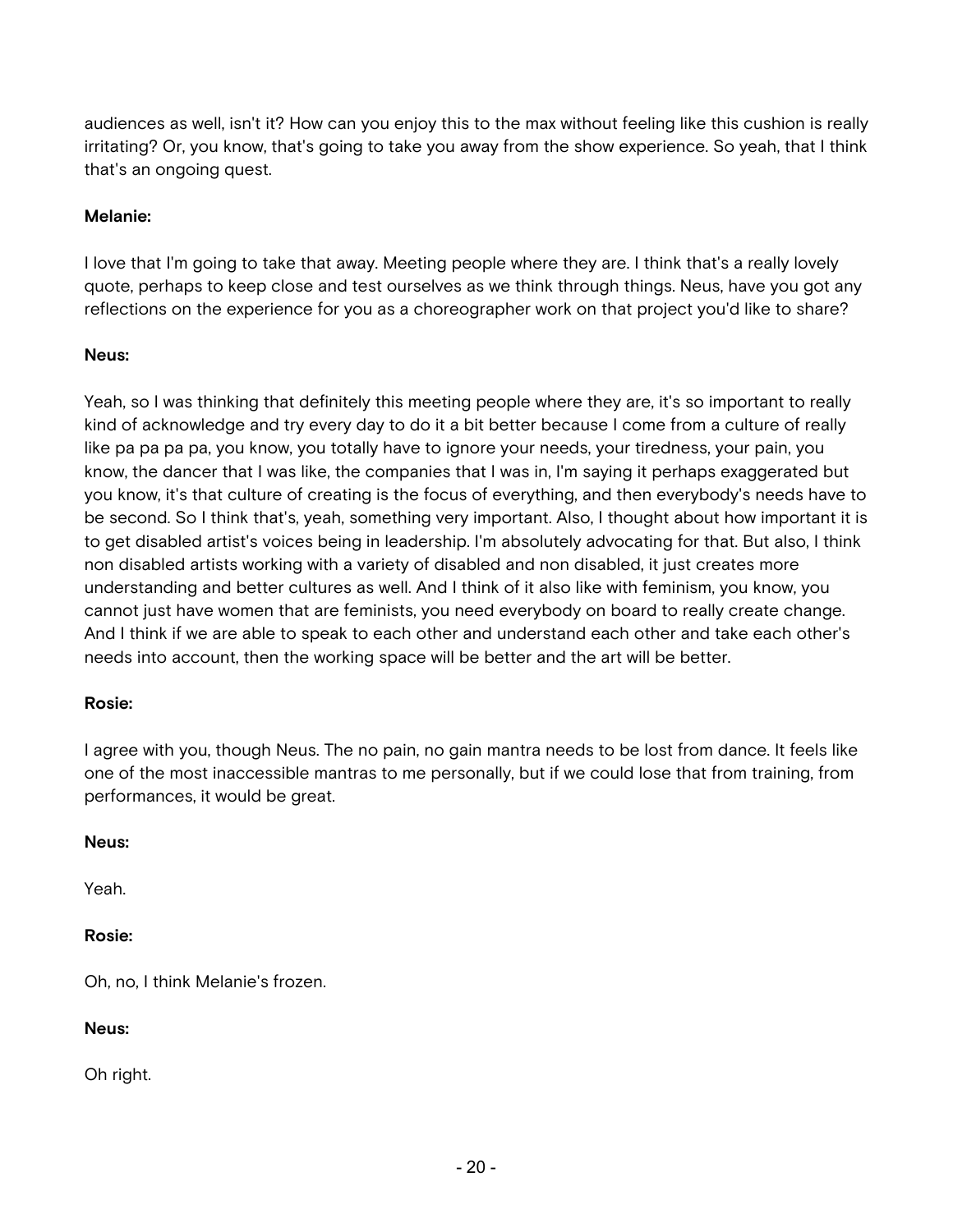audiences as well, isn't it? How can you enjoy this to the max without feeling like this cushion is really irritating? Or, you know, that's going to take you away from the show experience. So yeah, that I think that's an ongoing quest.

**Melanie:**

I love that I'm going to take that away. Meeting people where they are. I think that's a really lovely quote, perhaps to keep close and test ourselves as we think through things. Neus, have you got any reflections on the experience for you as a choreographer work on that project you'd like to share?

**Neus:**

Yeah, so I was thinking that definitely this meeting people where they are, it's so important to really kind of acknowledge and try every day to do it a bit better because I come from a culture of really like pa pa pa pa, you know, you totally have to ignore your needs, your tiredness, your pain, you know, the dancer that I was like, the companies that I was in, I'm saying it perhaps exaggerated but you know, it's that culture of creating is the focus of everything, and then everybody's needs have to be second. So I think that's, yeah, something very important. Also, I thought about how important it is to get disabled artist's voices being in leadership. I'm absolutely advocating for that. But also, I think non disabled artists working with a variety of disabled and non disabled, it just creates more understanding and better cultures as well. And I think of it also like with feminism, you know, you cannot just have women that are feminists, you need everybody on board to really create change. And I think if we are able to speak to each other and understand each other and take each other's needs into account, then the working space will be better and the art will be better.

**Rosie:**

I agree with you, though Neus. The no pain, no gain mantra needs to be lost from dance. It feels like one of the most inaccessible mantras to me personally, but if we could lose that from training, from performances, it would be great.

**Neus:**

Yeah.

**Rosie:**

Oh, no, I think Melanie's frozen.

**Neus:**

Oh right.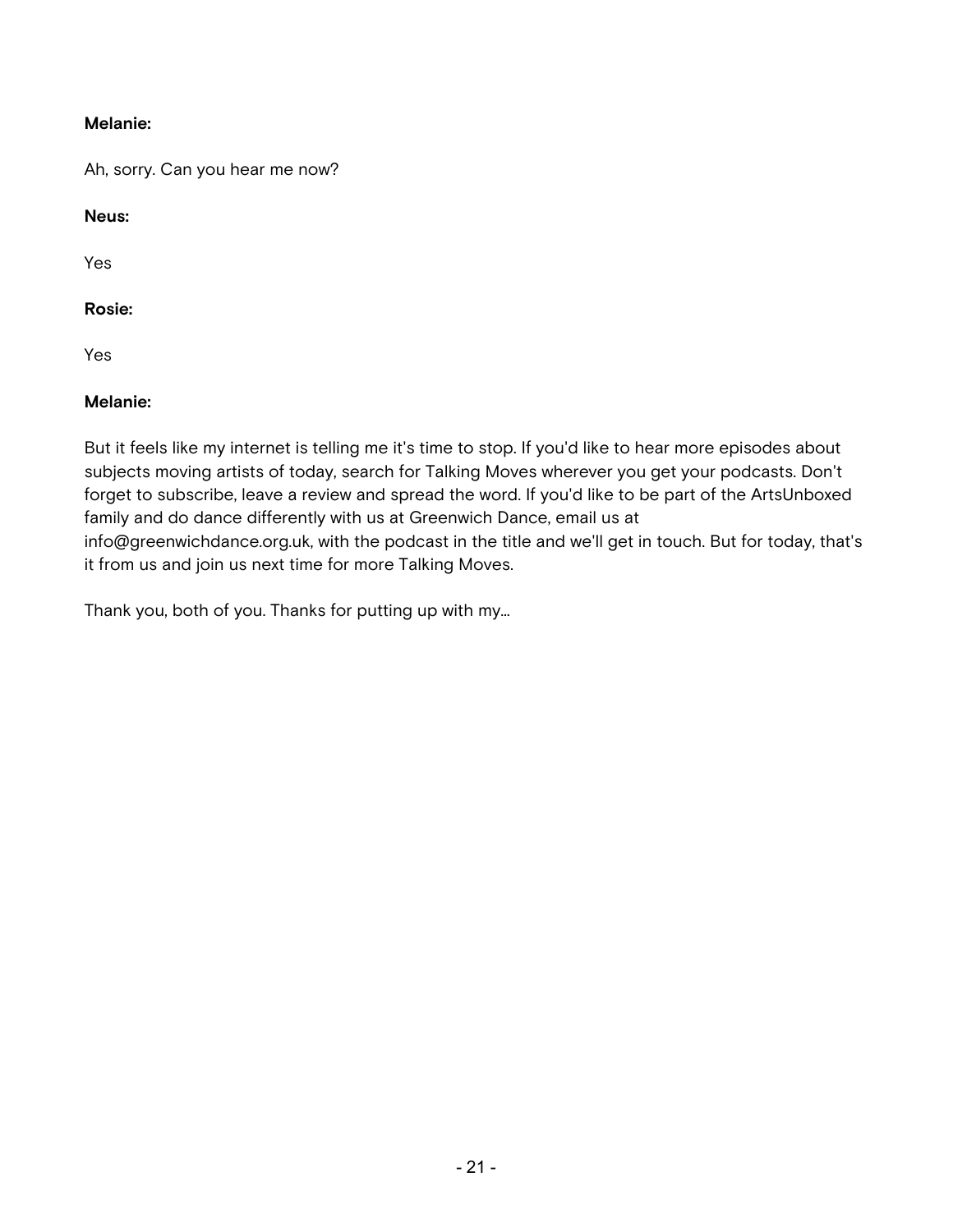**Melanie:**

Ah, sorry. Can you hear me now?

**Neus:**

Yes

**Rosie:**

Yes

**Melanie:**

But it feels like my internet is telling me it's time to stop. If you'd like to hear more episodes about subjects moving artists of today, search for Talking Moves wherever you get your podcasts. Don't forget to subscribe, leave a review and spread the word. If you'd like to be part of the ArtsUnboxed family and do dance differently with us at Greenwich Dance, email us at info@greenwichdance.org.uk, with the podcast in the title and we'll get in touch. But for today, that's it from us and join us next time for more Talking Moves.

Thank you, both of you. Thanks for putting up with my...